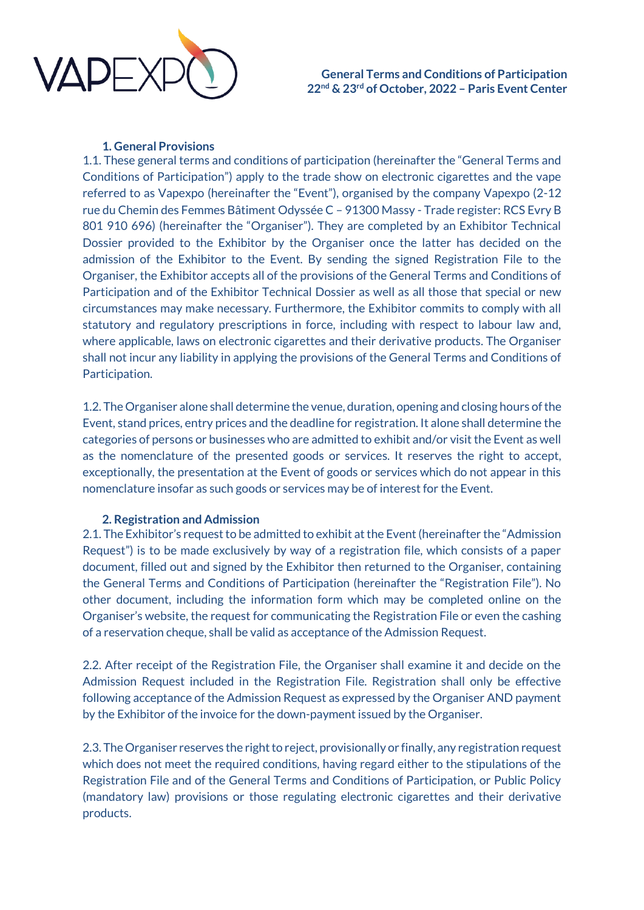**General Terms and Conditions of Participation**
**22nd & 23rd of October, 2022 – Paris Event Center**

## 1. General Provisions

1.1. These general terms and conditions of participation (hereinafter the "General Terms and Conditions of Participation") apply to the trade show on electronic cigarettes and the vape referred to as Vapexpo (hereinafter the "Event"), organised by the company Vapexpo (2-12 rue du Chemin des Femmes Bâtiment Odyssée C – 91300 Massy - Trade register: RCS Evry B 801 910 696) (hereinafter the "Organiser"). They are completed by an Exhibitor Technical Dossier provided to the Exhibitor by the Organiser once the latter has decided on the admission of the Exhibitor to the Event. By sending the signed Registration File to the Organiser, the Exhibitor accepts all of the provisions of the General Terms and Conditions of Participation and of the Exhibitor Technical Dossier as well as all those that special or new circumstances may make necessary. Furthermore, the Exhibitor commits to comply with all statutory and regulatory prescriptions in force, including with respect to labour law and, where applicable, laws on electronic cigarettes and their derivative products. The Organiser shall not incur any liability in applying the provisions of the General Terms and Conditions of Participation.

1.2. The Organiser alone shall determine the venue, duration, opening and closing hours of the Event, stand prices, entry prices and the deadline for registration. It alone shall determine the categories of persons or businesses who are admitted to exhibit and/or visit the Event as well as the nomenclature of the presented goods or services. It reserves the right to accept, exceptionally, the presentation at the Event of goods or services which do not appear in this nomenclature insofar as such goods or services may be of interest for the Event.

## 2. Registration and Admission

2.1. The Exhibitor's request to be admitted to exhibit at the Event (hereinafter the "Admission Request") is to be made exclusively by way of a registration file, which consists of a paper document, filled out and signed by the Exhibitor then returned to the Organiser, containing the General Terms and Conditions of Participation (hereinafter the "Registration File"). No other document, including the information form which may be completed online on the Organiser's website, the request for communicating the Registration File or even the cashing of a reservation cheque, shall be valid as acceptance of the Admission Request.

2.2. After receipt of the Registration File, the Organiser shall examine it and decide on the Admission Request included in the Registration File. Registration shall only be effective following acceptance of the Admission Request as expressed by the Organiser AND payment by the Exhibitor of the invoice for the down-payment issued by the Organiser.

2.3. The Organiser reserves the right to reject, provisionally or finally, any registration request which does not meet the required conditions, having regard either to the stipulations of the Registration File and of the General Terms and Conditions of Participation, or Public Policy (mandatory law) provisions or those regulating electronic cigarettes and their derivative products.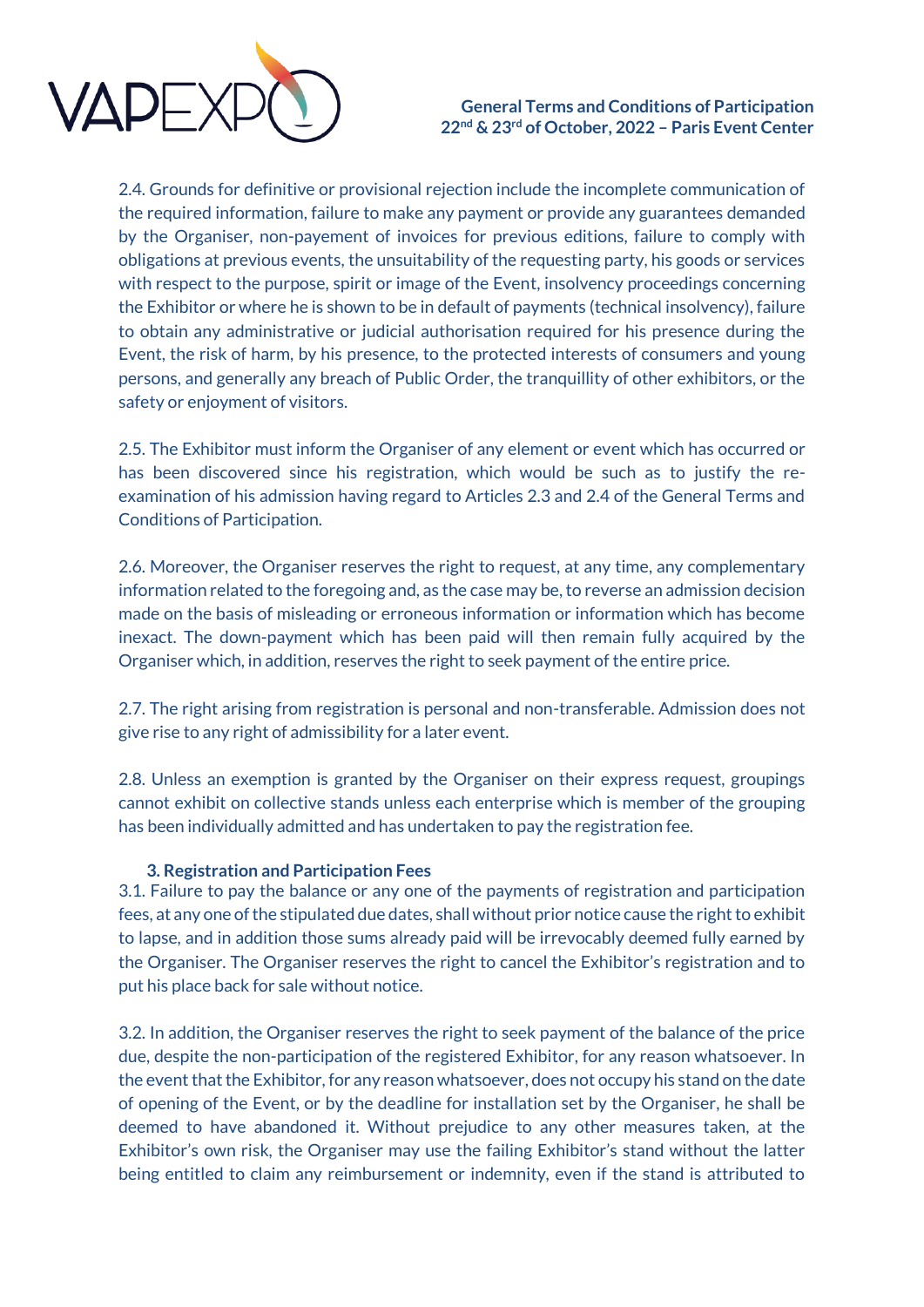2.4. Grounds for definitive or provisional rejection include the incomplete communication of the required information, failure to make any payment or provide any guarantees demanded by the Organiser, non-payement of invoices for previous editions, failure to comply with obligations at previous events, the unsuitability of the requesting party, his goods or services with respect to the purpose, spirit or image of the Event, insolvency proceedings concerning the Exhibitor or where he is shown to be in default of payments (technical insolvency), failure to obtain any administrative or judicial authorisation required for his presence during the Event, the risk of harm, by his presence, to the protected interests of consumers and young persons, and generally any breach of Public Order, the tranquillity of other exhibitors, or the safety or enjoyment of visitors.

2.5. The Exhibitor must inform the Organiser of any element or event which has occurred or has been discovered since his registration, which would be such as to justify the re-examination of his admission having regard to Articles 2.3 and 2.4 of the General Terms and Conditions of Participation.

2.6. Moreover, the Organiser reserves the right to request, at any time, any complementary information related to the foregoing and, as the case may be, to reverse an admission decision made on the basis of misleading or erroneous information or information which has become inexact. The down-payment which has been paid will then remain fully acquired by the Organiser which, in addition, reserves the right to seek payment of the entire price.

2.7. The right arising from registration is personal and non-transferable. Admission does not give rise to any right of admissibility for a later event.

2.8. Unless an exemption is granted by the Organiser on their express request, groupings cannot exhibit on collective stands unless each enterprise which is member of the grouping has been individually admitted and has undertaken to pay the registration fee.

**3. Registration and Participation Fees**

3.1. Failure to pay the balance or any one of the payments of registration and participation fees, at any one of the stipulated due dates, shall without prior notice cause the right to exhibit to lapse, and in addition those sums already paid will be irrevocably deemed fully earned by the Organiser. The Organiser reserves the right to cancel the Exhibitor's registration and to put his place back for sale without notice.

3.2. In addition, the Organiser reserves the right to seek payment of the balance of the price due, despite the non-participation of the registered Exhibitor, for any reason whatsoever. In the event that the Exhibitor, for any reason whatsoever, does not occupy his stand on the date of opening of the Event, or by the deadline for installation set by the Organiser, he shall be deemed to have abandoned it. Without prejudice to any other measures taken, at the Exhibitor's own risk, the Organiser may use the failing Exhibitor's stand without the latter being entitled to claim any reimbursement or indemnity, even if the stand is attributed to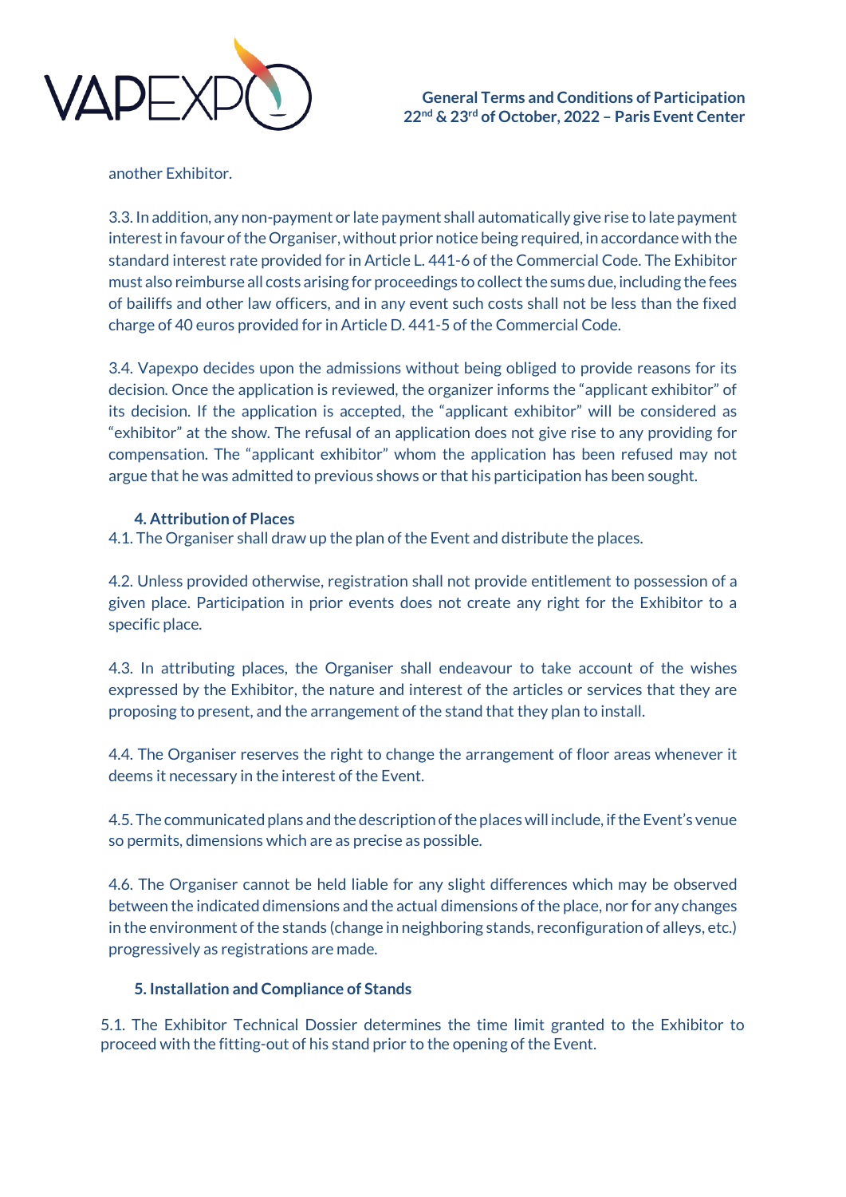another Exhibitor.

3.3. In addition, any non-payment or late payment shall automatically give rise to late payment interest in favour of the Organiser, without prior notice being required, in accordance with the standard interest rate provided for in Article L. 441-6 of the Commercial Code. The Exhibitor must also reimburse all costs arising for proceedings to collect the sums due, including the fees of bailiffs and other law officers, and in any event such costs shall not be less than the fixed charge of 40 euros provided for in Article D. 441-5 of the Commercial Code.

3.4. Vapexpo decides upon the admissions without being obliged to provide reasons for its decision. Once the application is reviewed, the organizer informs the "applicant exhibitor" of its decision. If the application is accepted, the "applicant exhibitor" will be considered as "exhibitor" at the show. The refusal of an application does not give rise to any providing for compensation. The "applicant exhibitor" whom the application has been refused may not argue that he was admitted to previous shows or that his participation has been sought.

## 4. Attribution of Places

4.1. The Organiser shall draw up the plan of the Event and distribute the places.

4.2. Unless provided otherwise, registration shall not provide entitlement to possession of a given place. Participation in prior events does not create any right for the Exhibitor to a specific place.

4.3. In attributing places, the Organiser shall endeavour to take account of the wishes expressed by the Exhibitor, the nature and interest of the articles or services that they are proposing to present, and the arrangement of the stand that they plan to install.

4.4. The Organiser reserves the right to change the arrangement of floor areas whenever it deems it necessary in the interest of the Event.

4.5. The communicated plans and the description of the places will include, if the Event's venue so permits, dimensions which are as precise as possible.

4.6. The Organiser cannot be held liable for any slight differences which may be observed between the indicated dimensions and the actual dimensions of the place, nor for any changes in the environment of the stands (change in neighboring stands, reconfiguration of alleys, etc.) progressively as registrations are made.

## 5. Installation and Compliance of Stands

5.1. The Exhibitor Technical Dossier determines the time limit granted to the Exhibitor to proceed with the fitting-out of his stand prior to the opening of the Event.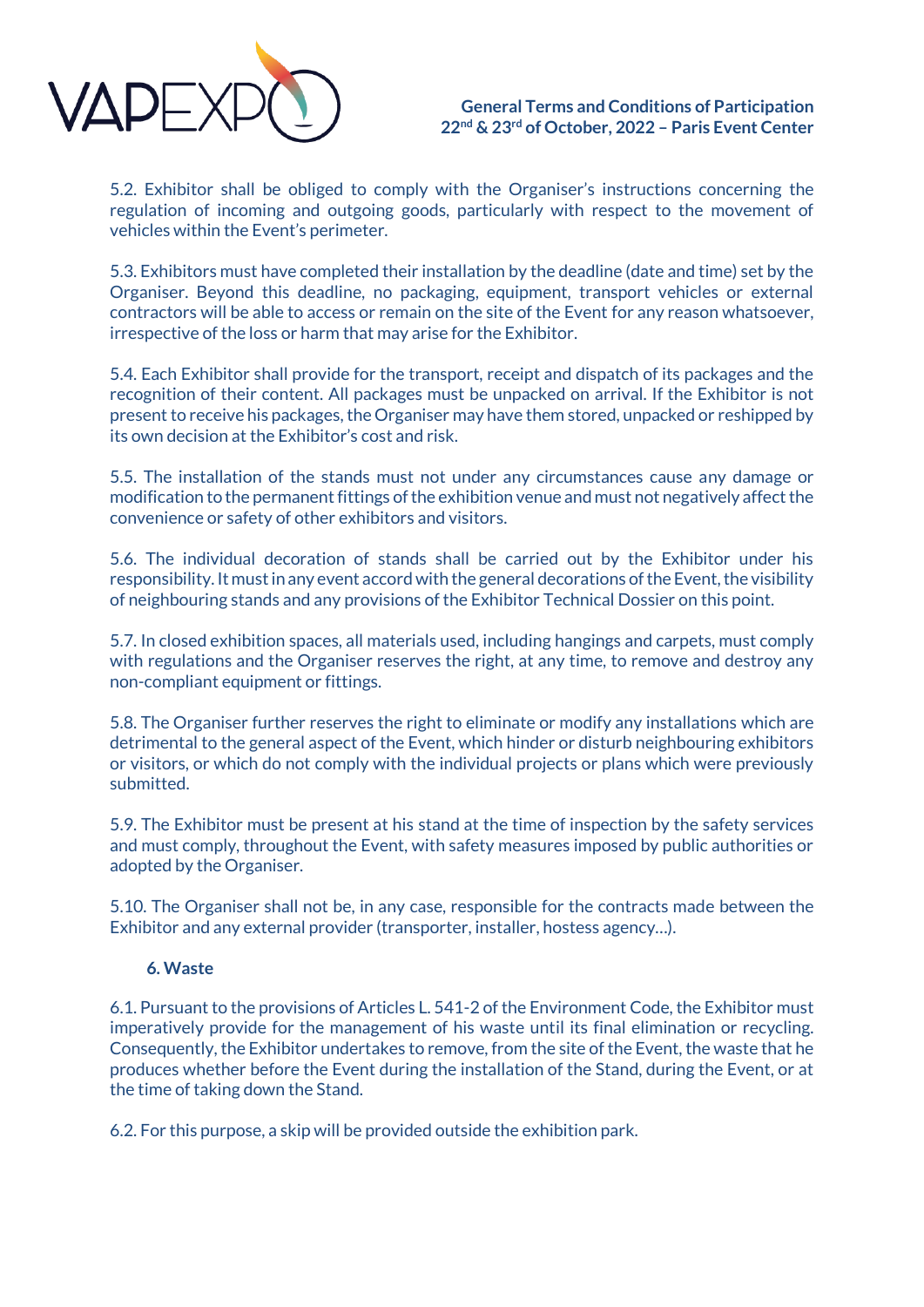5.2. Exhibitor shall be obliged to comply with the Organiser's instructions concerning the regulation of incoming and outgoing goods, particularly with respect to the movement of vehicles within the Event's perimeter.

5.3. Exhibitors must have completed their installation by the deadline (date and time) set by the Organiser. Beyond this deadline, no packaging, equipment, transport vehicles or external contractors will be able to access or remain on the site of the Event for any reason whatsoever, irrespective of the loss or harm that may arise for the Exhibitor.

5.4. Each Exhibitor shall provide for the transport, receipt and dispatch of its packages and the recognition of their content. All packages must be unpacked on arrival. If the Exhibitor is not present to receive his packages, the Organiser may have them stored, unpacked or reshipped by its own decision at the Exhibitor's cost and risk.

5.5. The installation of the stands must not under any circumstances cause any damage or modification to the permanent fittings of the exhibition venue and must not negatively affect the convenience or safety of other exhibitors and visitors.

5.6. The individual decoration of stands shall be carried out by the Exhibitor under his responsibility. It must in any event accord with the general decorations of the Event, the visibility of neighbouring stands and any provisions of the Exhibitor Technical Dossier on this point.

5.7. In closed exhibition spaces, all materials used, including hangings and carpets, must comply with regulations and the Organiser reserves the right, at any time, to remove and destroy any non-compliant equipment or fittings.

5.8. The Organiser further reserves the right to eliminate or modify any installations which are detrimental to the general aspect of the Event, which hinder or disturb neighbouring exhibitors or visitors, or which do not comply with the individual projects or plans which were previously submitted.

5.9. The Exhibitor must be present at his stand at the time of inspection by the safety services and must comply, throughout the Event, with safety measures imposed by public authorities or adopted by the Organiser.

5.10. The Organiser shall not be, in any case, responsible for the contracts made between the Exhibitor and any external provider (transporter, installer, hostess agency…).

## 6. Waste

6.1. Pursuant to the provisions of Articles L. 541-2 of the Environment Code, the Exhibitor must imperatively provide for the management of his waste until its final elimination or recycling. Consequently, the Exhibitor undertakes to remove, from the site of the Event, the waste that he produces whether before the Event during the installation of the Stand, during the Event, or at the time of taking down the Stand.

6.2. For this purpose, a skip will be provided outside the exhibition park.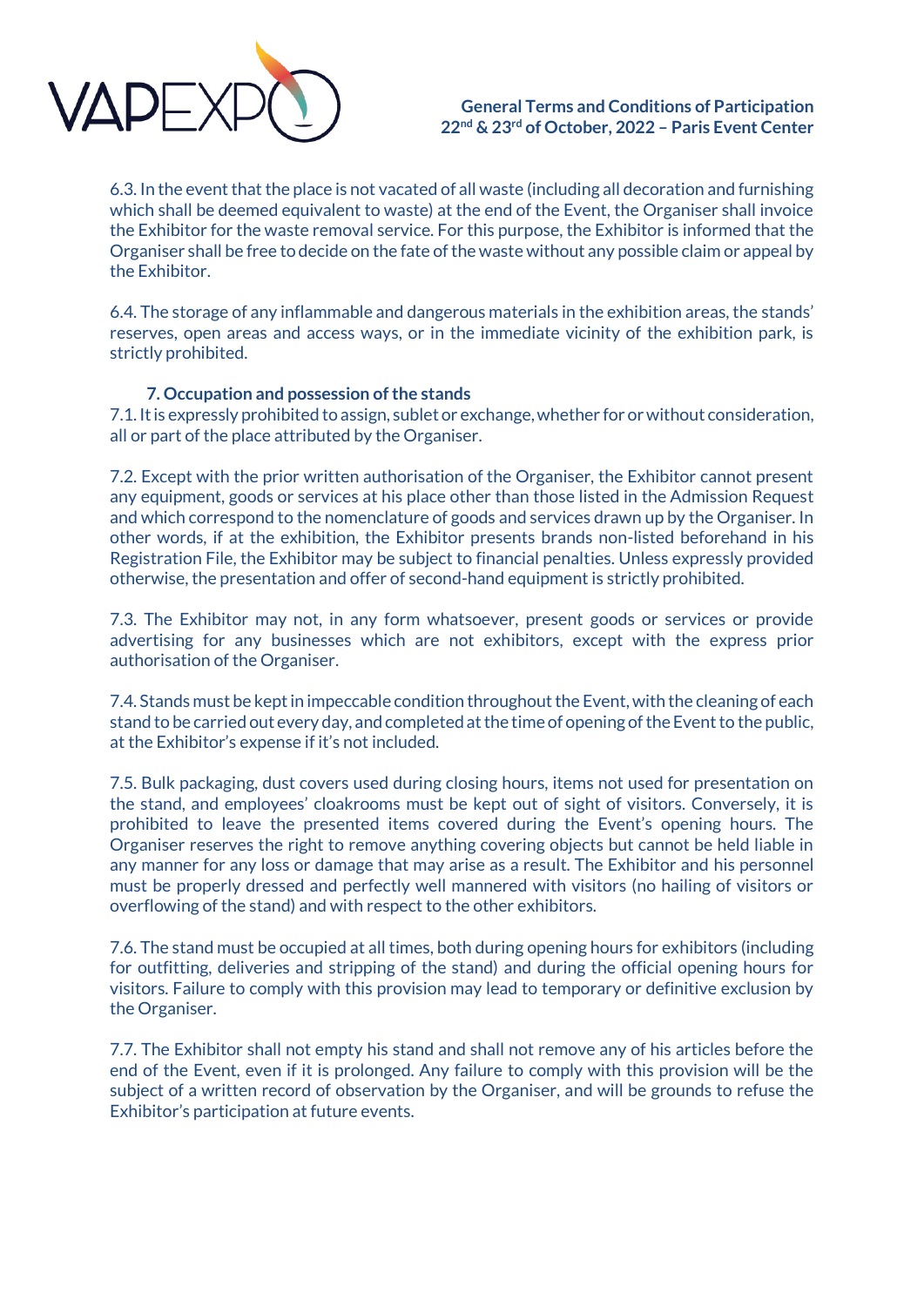6.3. In the event that the place is not vacated of all waste (including all decoration and furnishing which shall be deemed equivalent to waste) at the end of the Event, the Organiser shall invoice the Exhibitor for the waste removal service. For this purpose, the Exhibitor is informed that the Organiser shall be free to decide on the fate of the waste without any possible claim or appeal by the Exhibitor.

6.4. The storage of any inflammable and dangerous materials in the exhibition areas, the stands' reserves, open areas and access ways, or in the immediate vicinity of the exhibition park, is strictly prohibited.

**7. Occupation and possession of the stands**

7.1. It is expressly prohibited to assign, sublet or exchange, whether for or without consideration, all or part of the place attributed by the Organiser.

7.2. Except with the prior written authorisation of the Organiser, the Exhibitor cannot present any equipment, goods or services at his place other than those listed in the Admission Request and which correspond to the nomenclature of goods and services drawn up by the Organiser. In other words, if at the exhibition, the Exhibitor presents brands non-listed beforehand in his Registration File, the Exhibitor may be subject to financial penalties. Unless expressly provided otherwise, the presentation and offer of second-hand equipment is strictly prohibited.

7.3. The Exhibitor may not, in any form whatsoever, present goods or services or provide advertising for any businesses which are not exhibitors, except with the express prior authorisation of the Organiser.

7.4. Stands must be kept in impeccable condition throughout the Event, with the cleaning of each stand to be carried out every day, and completed at the time of opening of the Event to the public, at the Exhibitor's expense if it's not included.

7.5. Bulk packaging, dust covers used during closing hours, items not used for presentation on the stand, and employees' cloakrooms must be kept out of sight of visitors. Conversely, it is prohibited to leave the presented items covered during the Event's opening hours. The Organiser reserves the right to remove anything covering objects but cannot be held liable in any manner for any loss or damage that may arise as a result. The Exhibitor and his personnel must be properly dressed and perfectly well mannered with visitors (no hailing of visitors or overflowing of the stand) and with respect to the other exhibitors.

7.6. The stand must be occupied at all times, both during opening hours for exhibitors (including for outfitting, deliveries and stripping of the stand) and during the official opening hours for visitors. Failure to comply with this provision may lead to temporary or definitive exclusion by the Organiser.

7.7. The Exhibitor shall not empty his stand and shall not remove any of his articles before the end of the Event, even if it is prolonged. Any failure to comply with this provision will be the subject of a written record of observation by the Organiser, and will be grounds to refuse the Exhibitor's participation at future events.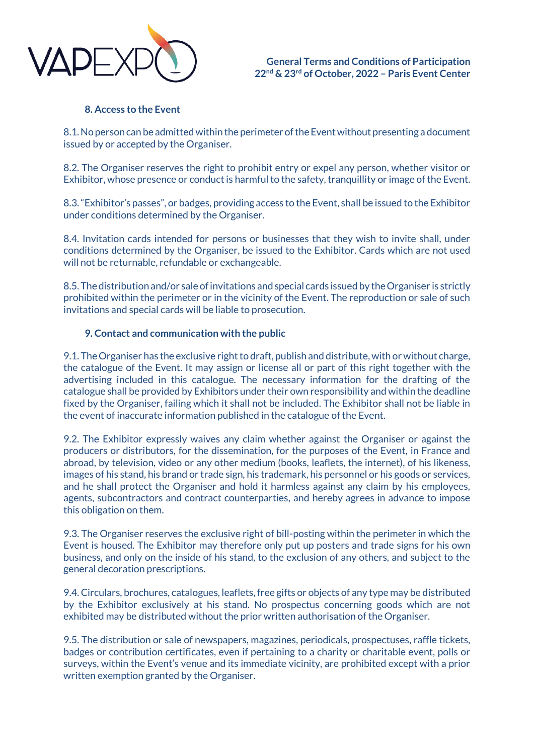## 8. Access to the Event

8.1. No person can be admitted within the perimeter of the Event without presenting a document issued by or accepted by the Organiser.

8.2. The Organiser reserves the right to prohibit entry or expel any person, whether visitor or Exhibitor, whose presence or conduct is harmful to the safety, tranquillity or image of the Event.

8.3. "Exhibitor's passes", or badges, providing access to the Event, shall be issued to the Exhibitor under conditions determined by the Organiser.

8.4. Invitation cards intended for persons or businesses that they wish to invite shall, under conditions determined by the Organiser, be issued to the Exhibitor. Cards which are not used will not be returnable, refundable or exchangeable.

8.5. The distribution and/or sale of invitations and special cards issued by the Organiser is strictly prohibited within the perimeter or in the vicinity of the Event. The reproduction or sale of such invitations and special cards will be liable to prosecution.

## 9. Contact and communication with the public

9.1. The Organiser has the exclusive right to draft, publish and distribute, with or without charge, the catalogue of the Event. It may assign or license all or part of this right together with the advertising included in this catalogue. The necessary information for the drafting of the catalogue shall be provided by Exhibitors under their own responsibility and within the deadline fixed by the Organiser, failing which it shall not be included. The Exhibitor shall not be liable in the event of inaccurate information published in the catalogue of the Event.

9.2. The Exhibitor expressly waives any claim whether against the Organiser or against the producers or distributors, for the dissemination, for the purposes of the Event, in France and abroad, by television, video or any other medium (books, leaflets, the internet), of his likeness, images of his stand, his brand or trade sign, his trademark, his personnel or his goods or services, and he shall protect the Organiser and hold it harmless against any claim by his employees, agents, subcontractors and contract counterparties, and hereby agrees in advance to impose this obligation on them.

9.3. The Organiser reserves the exclusive right of bill-posting within the perimeter in which the Event is housed. The Exhibitor may therefore only put up posters and trade signs for his own business, and only on the inside of his stand, to the exclusion of any others, and subject to the general decoration prescriptions.

9.4. Circulars, brochures, catalogues, leaflets, free gifts or objects of any type may be distributed by the Exhibitor exclusively at his stand. No prospectus concerning goods which are not exhibited may be distributed without the prior written authorisation of the Organiser.

9.5. The distribution or sale of newspapers, magazines, periodicals, prospectuses, raffle tickets, badges or contribution certificates, even if pertaining to a charity or charitable event, polls or surveys, within the Event's venue and its immediate vicinity, are prohibited except with a prior written exemption granted by the Organiser.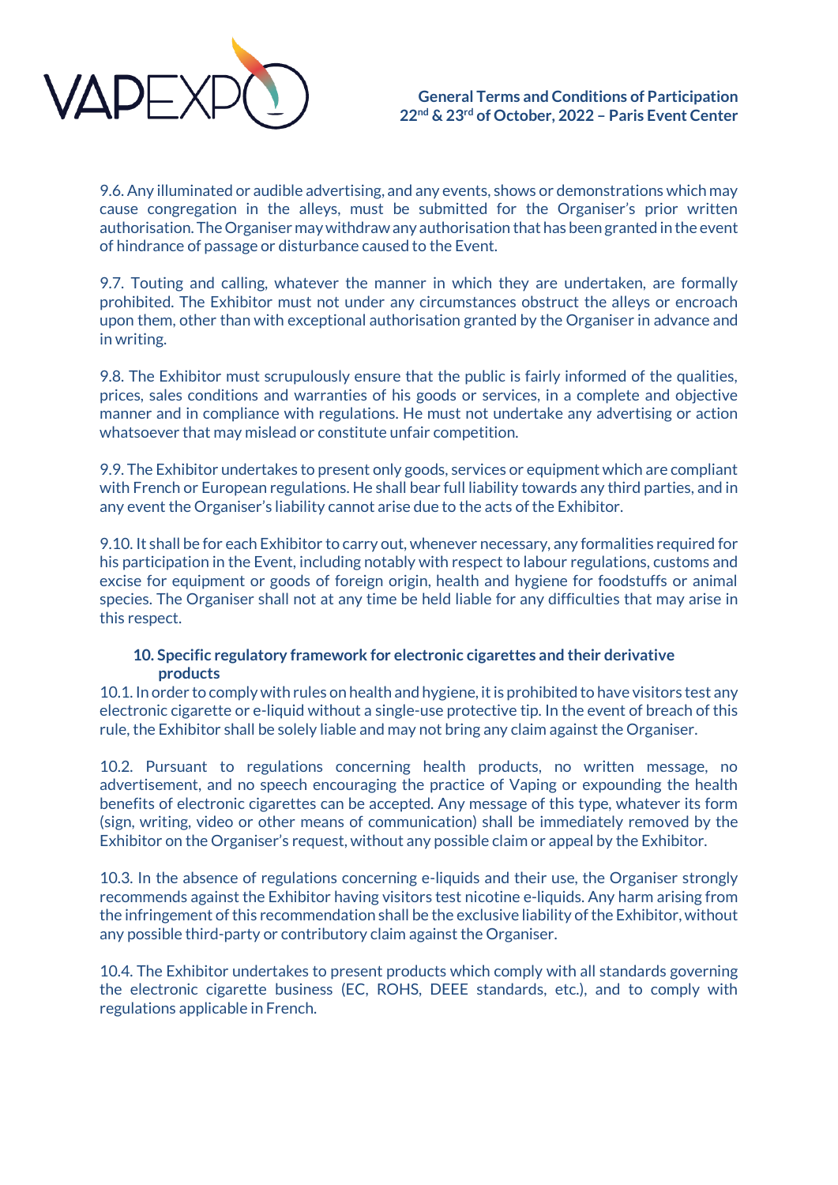9.6. Any illuminated or audible advertising, and any events, shows or demonstrations which may cause congregation in the alleys, must be submitted for the Organiser's prior written authorisation. The Organiser may withdraw any authorisation that has been granted in the event of hindrance of passage or disturbance caused to the Event.

9.7. Touting and calling, whatever the manner in which they are undertaken, are formally prohibited. The Exhibitor must not under any circumstances obstruct the alleys or encroach upon them, other than with exceptional authorisation granted by the Organiser in advance and in writing.

9.8. The Exhibitor must scrupulously ensure that the public is fairly informed of the qualities, prices, sales conditions and warranties of his goods or services, in a complete and objective manner and in compliance with regulations. He must not undertake any advertising or action whatsoever that may mislead or constitute unfair competition.

9.9. The Exhibitor undertakes to present only goods, services or equipment which are compliant with French or European regulations. He shall bear full liability towards any third parties, and in any event the Organiser's liability cannot arise due to the acts of the Exhibitor.

9.10. It shall be for each Exhibitor to carry out, whenever necessary, any formalities required for his participation in the Event, including notably with respect to labour regulations, customs and excise for equipment or goods of foreign origin, health and hygiene for foodstuffs or animal species. The Organiser shall not at any time be held liable for any difficulties that may arise in this respect.

## 10. Specific regulatory framework for electronic cigarettes and their derivative products

10.1. In order to comply with rules on health and hygiene, it is prohibited to have visitors test any electronic cigarette or e-liquid without a single-use protective tip. In the event of breach of this rule, the Exhibitor shall be solely liable and may not bring any claim against the Organiser.

10.2. Pursuant to regulations concerning health products, no written message, no advertisement, and no speech encouraging the practice of Vaping or expounding the health benefits of electronic cigarettes can be accepted. Any message of this type, whatever its form (sign, writing, video or other means of communication) shall be immediately removed by the Exhibitor on the Organiser's request, without any possible claim or appeal by the Exhibitor.

10.3. In the absence of regulations concerning e-liquids and their use, the Organiser strongly recommends against the Exhibitor having visitors test nicotine e-liquids. Any harm arising from the infringement of this recommendation shall be the exclusive liability of the Exhibitor, without any possible third-party or contributory claim against the Organiser.

10.4. The Exhibitor undertakes to present products which comply with all standards governing the electronic cigarette business (EC, ROHS, DEEE standards, etc.), and to comply with regulations applicable in French.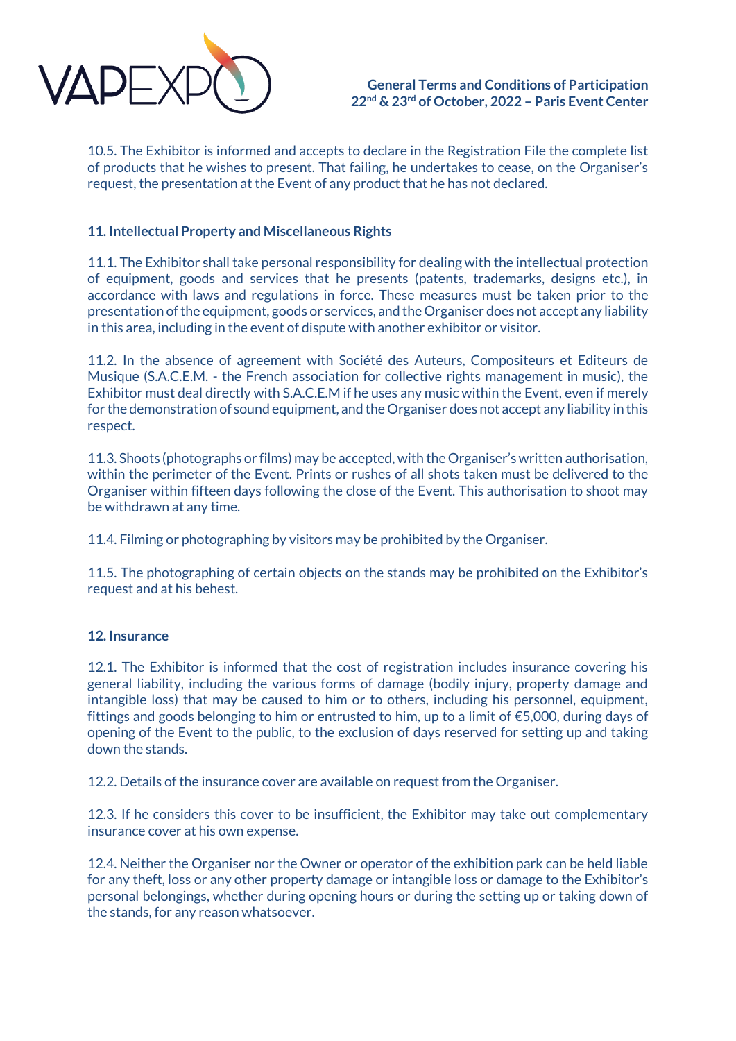10.5. The Exhibitor is informed and accepts to declare in the Registration File the complete list of products that he wishes to present. That failing, he undertakes to cease, on the Organiser's request, the presentation at the Event of any product that he has not declared.

## 11. Intellectual Property and Miscellaneous Rights

11.1. The Exhibitor shall take personal responsibility for dealing with the intellectual protection of equipment, goods and services that he presents (patents, trademarks, designs etc.), in accordance with laws and regulations in force. These measures must be taken prior to the presentation of the equipment, goods or services, and the Organiser does not accept any liability in this area, including in the event of dispute with another exhibitor or visitor.

11.2. In the absence of agreement with Société des Auteurs, Compositeurs et Editeurs de Musique (S.A.C.E.M. - the French association for collective rights management in music), the Exhibitor must deal directly with S.A.C.E.M if he uses any music within the Event, even if merely for the demonstration of sound equipment, and the Organiser does not accept any liability in this respect.

11.3. Shoots (photographs or films) may be accepted, with the Organiser's written authorisation, within the perimeter of the Event. Prints or rushes of all shots taken must be delivered to the Organiser within fifteen days following the close of the Event. This authorisation to shoot may be withdrawn at any time.

11.4. Filming or photographing by visitors may be prohibited by the Organiser.

11.5. The photographing of certain objects on the stands may be prohibited on the Exhibitor's request and at his behest.

## 12. Insurance

12.1. The Exhibitor is informed that the cost of registration includes insurance covering his general liability, including the various forms of damage (bodily injury, property damage and intangible loss) that may be caused to him or to others, including his personnel, equipment, fittings and goods belonging to him or entrusted to him, up to a limit of €5,000, during days of opening of the Event to the public, to the exclusion of days reserved for setting up and taking down the stands.

12.2. Details of the insurance cover are available on request from the Organiser.

12.3. If he considers this cover to be insufficient, the Exhibitor may take out complementary insurance cover at his own expense.

12.4. Neither the Organiser nor the Owner or operator of the exhibition park can be held liable for any theft, loss or any other property damage or intangible loss or damage to the Exhibitor's personal belongings, whether during opening hours or during the setting up or taking down of the stands, for any reason whatsoever.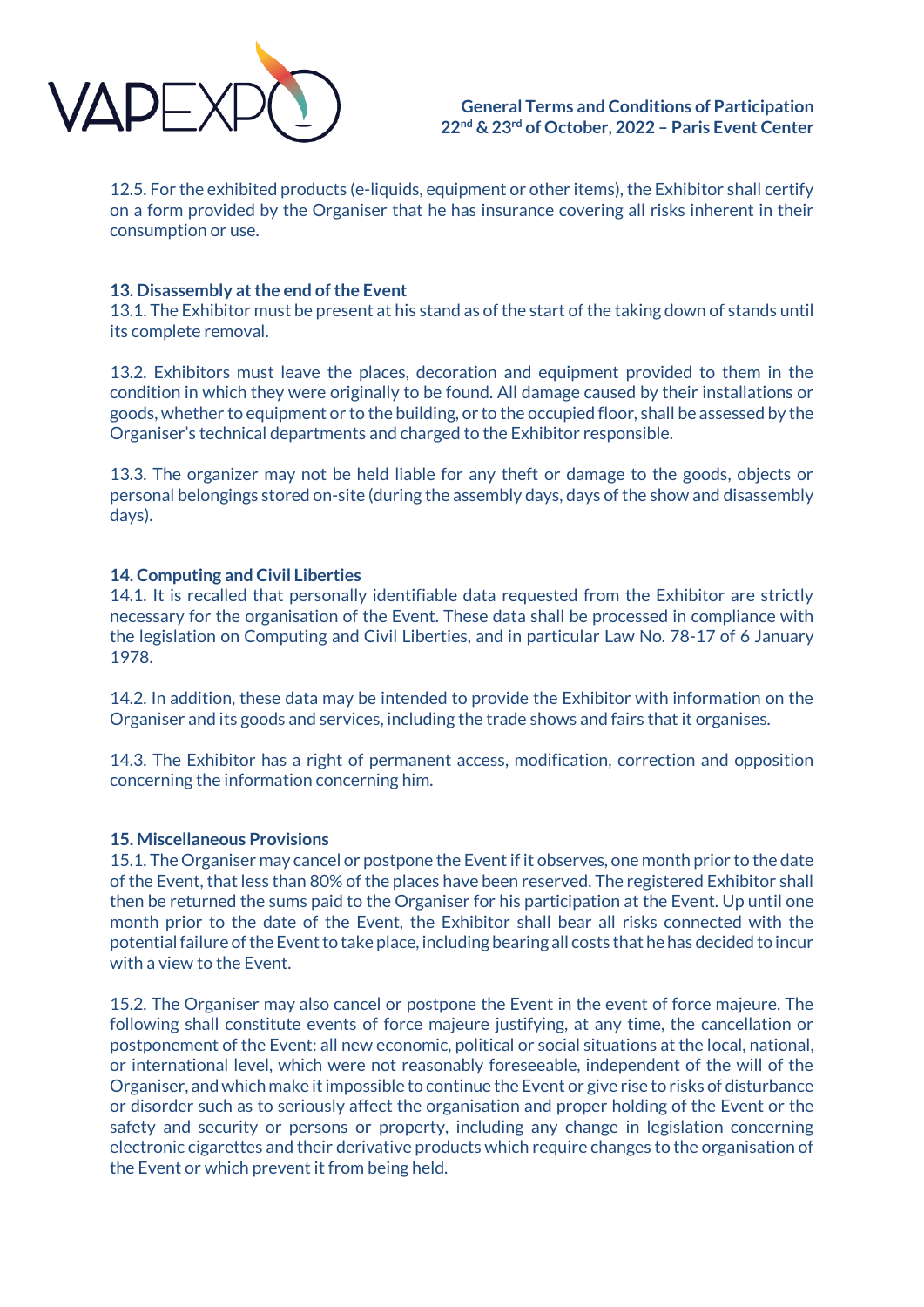12.5. For the exhibited products (e-liquids, equipment or other items), the Exhibitor shall certify on a form provided by the Organiser that he has insurance covering all risks inherent in their consumption or use.

**13. Disassembly at the end of the Event**

13.1. The Exhibitor must be present at his stand as of the start of the taking down of stands until its complete removal.

13.2. Exhibitors must leave the places, decoration and equipment provided to them in the condition in which they were originally to be found. All damage caused by their installations or goods, whether to equipment or to the building, or to the occupied floor, shall be assessed by the Organiser's technical departments and charged to the Exhibitor responsible.

13.3. The organizer may not be held liable for any theft or damage to the goods, objects or personal belongings stored on-site (during the assembly days, days of the show and disassembly days).

**14. Computing and Civil Liberties**

14.1. It is recalled that personally identifiable data requested from the Exhibitor are strictly necessary for the organisation of the Event. These data shall be processed in compliance with the legislation on Computing and Civil Liberties, and in particular Law No. 78-17 of 6 January 1978.

14.2. In addition, these data may be intended to provide the Exhibitor with information on the Organiser and its goods and services, including the trade shows and fairs that it organises.

14.3. The Exhibitor has a right of permanent access, modification, correction and opposition concerning the information concerning him.

**15. Miscellaneous Provisions**

15.1. The Organiser may cancel or postpone the Event if it observes, one month prior to the date of the Event, that less than 80% of the places have been reserved. The registered Exhibitor shall then be returned the sums paid to the Organiser for his participation at the Event. Up until one month prior to the date of the Event, the Exhibitor shall bear all risks connected with the potential failure of the Event to take place, including bearing all costs that he has decided to incur with a view to the Event.

15.2. The Organiser may also cancel or postpone the Event in the event of force majeure. The following shall constitute events of force majeure justifying, at any time, the cancellation or postponement of the Event: all new economic, political or social situations at the local, national, or international level, which were not reasonably foreseeable, independent of the will of the Organiser, and which make it impossible to continue the Event or give rise to risks of disturbance or disorder such as to seriously affect the organisation and proper holding of the Event or the safety and security or persons or property, including any change in legislation concerning electronic cigarettes and their derivative products which require changes to the organisation of the Event or which prevent it from being held.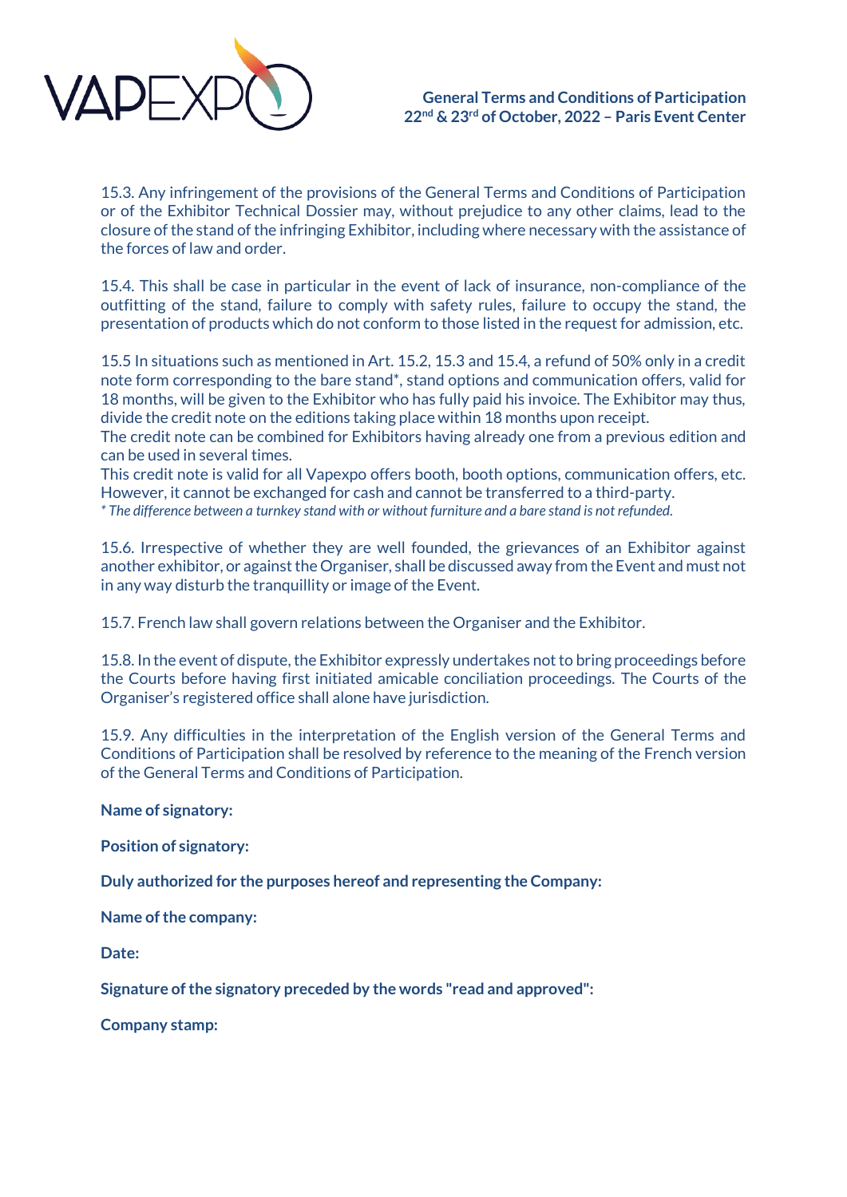15.3. Any infringement of the provisions of the General Terms and Conditions of Participation or of the Exhibitor Technical Dossier may, without prejudice to any other claims, lead to the closure of the stand of the infringing Exhibitor, including where necessary with the assistance of the forces of law and order.

15.4. This shall be case in particular in the event of lack of insurance, non-compliance of the outfitting of the stand, failure to comply with safety rules, failure to occupy the stand, the presentation of products which do not conform to those listed in the request for admission, etc.

15.5 In situations such as mentioned in Art. 15.2, 15.3 and 15.4, a refund of 50% only in a credit note form corresponding to the bare stand*, stand options and communication offers, valid for 18 months, will be given to the Exhibitor who has fully paid his invoice. The Exhibitor may thus, divide the credit note on the editions taking place within 18 months upon receipt.
The credit note can be combined for Exhibitors having already one from a previous edition and can be used in several times.
This credit note is valid for all Vapexpo offers booth, booth options, communication offers, etc. However, it cannot be exchanged for cash and cannot be transferred to a third-party.
*\* The difference between a turnkey stand with or without furniture and a bare stand is not refunded.*

15.6. Irrespective of whether they are well founded, the grievances of an Exhibitor against another exhibitor, or against the Organiser, shall be discussed away from the Event and must not in any way disturb the tranquillity or image of the Event.

15.7. French law shall govern relations between the Organiser and the Exhibitor.

15.8. In the event of dispute, the Exhibitor expressly undertakes not to bring proceedings before the Courts before having first initiated amicable conciliation proceedings. The Courts of the Organiser's registered office shall alone have jurisdiction.

15.9. Any difficulties in the interpretation of the English version of the General Terms and Conditions of Participation shall be resolved by reference to the meaning of the French version of the General Terms and Conditions of Participation.

**Name of signatory:**

**Position of signatory:**

**Duly authorized for the purposes hereof and representing the Company:**

**Name of the company:**

**Date:**

**Signature of the signatory preceded by the words "read and approved":**

**Company stamp:**